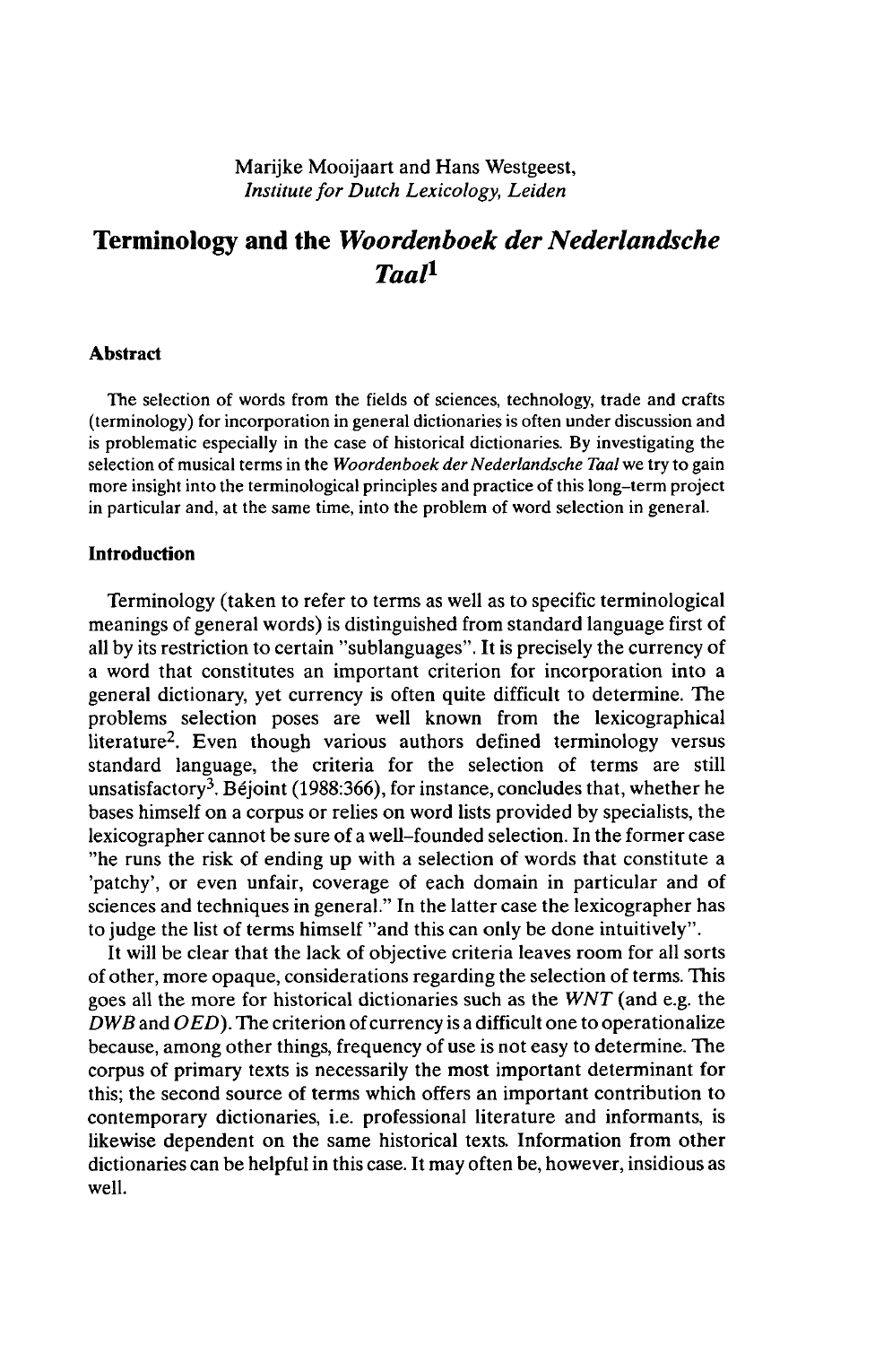Marijke Mooijaart and Hans Westgeest,
*Institute for Dutch Lexicology, Leiden*

# Terminology and the *Woordenboek der Nederlandsche Taal*[1]

## Abstract

The selection of words from the fields of sciences, technology, trade and crafts (terminology) for incorporation in general dictionaries is often under discussion and is problematic especially in the case of historical dictionaries. By investigating the selection of musical terms in the *Woordenboek der Nederlandsche Taal* we try to gain more insight into the terminological principles and practice of this long–term project in particular and, at the same time, into the problem of word selection in general.

## Introduction

Terminology (taken to refer to terms as well as to specific terminological meanings of general words) is distinguished from standard language first of all by its restriction to certain "sublanguages". It is precisely the currency of a word that constitutes an important criterion for incorporation into a general dictionary, yet currency is often quite difficult to determine. The problems selection poses are well known from the lexicographical literature[2]. Even though various authors defined terminology versus standard language, the criteria for the selection of terms are still unsatisfactory[3]. Béjoint (1988:366), for instance, concludes that, whether he bases himself on a corpus or relies on word lists provided by specialists, the lexicographer cannot be sure of a well–founded selection. In the former case "he runs the risk of ending up with a selection of words that constitute a 'patchy', or even unfair, coverage of each domain in particular and of sciences and techniques in general." In the latter case the lexicographer has to judge the list of terms himself "and this can only be done intuitively".

It will be clear that the lack of objective criteria leaves room for all sorts of other, more opaque, considerations regarding the selection of terms. This goes all the more for historical dictionaries such as the *WNT* (and e.g. the *DWB* and *OED*). The criterion of currency is a difficult one to operationalize because, among other things, frequency of use is not easy to determine. The corpus of primary texts is necessarily the most important determinant for this; the second source of terms which offers an important contribution to contemporary dictionaries, i.e. professional literature and informants, is likewise dependent on the same historical texts. Information from other dictionaries can be helpful in this case. It may often be, however, insidious as well.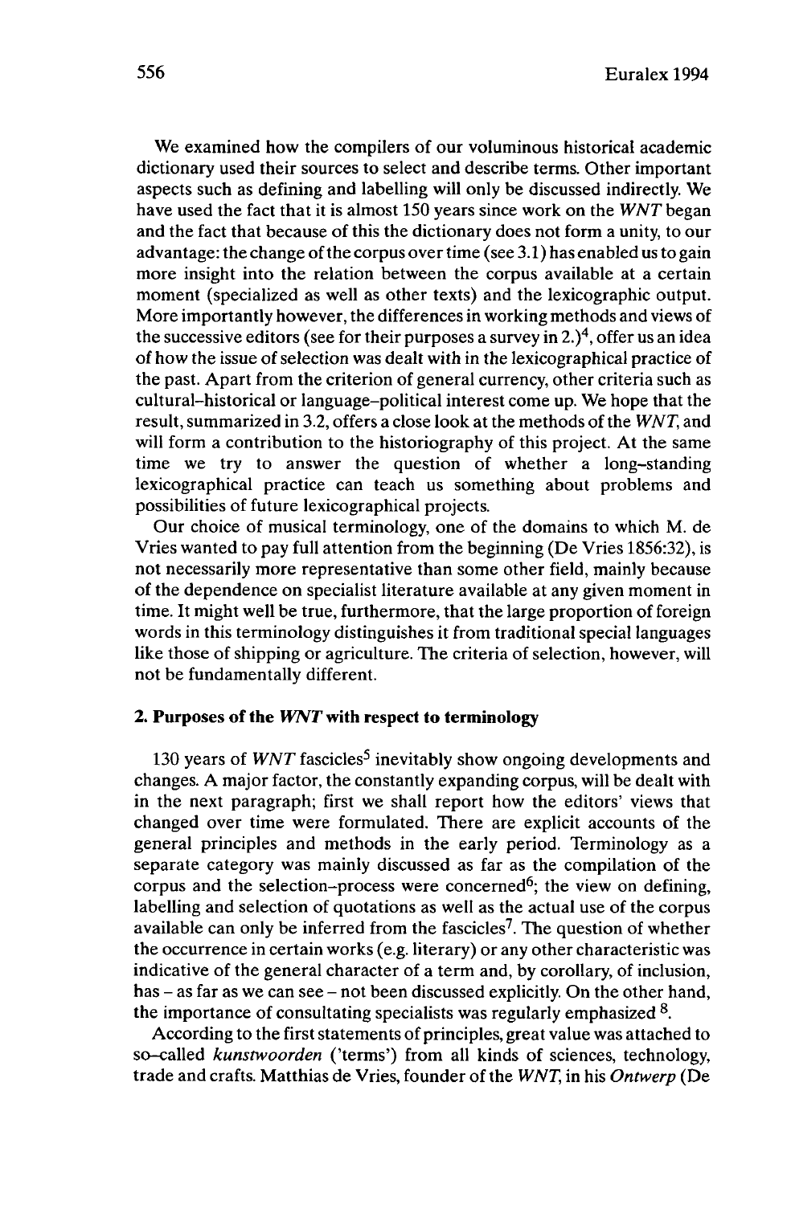We examined how the compilers of our voluminous historical academic dictionary used their sources to select and describe terms. Other important aspects such as defining and labelling will only be discussed indirectly. We have used the fact that it is almost 150 years since work on the *WNT* began and the fact that because of this the dictionary does not form a unity, to our advantage: the change of the corpus over time (see 3.1) has enabled us to gain more insight into the relation between the corpus available at a certain moment (specialized as well as other texts) and the lexicographic output. More importantly however, the differences in working methods and views of the successive editors (see for their purposes a survey in 2.)[4], offer us an idea of how the issue of selection was dealt with in the lexicographical practice of the past. Apart from the criterion of general currency, other criteria such as cultural–historical or language–political interest come up. We hope that the result, summarized in 3.2, offers a close look at the methods of the *WNT*, and will form a contribution to the historiography of this project. At the same time we try to answer the question of whether a long–standing lexicographical practice can teach us something about problems and possibilities of future lexicographical projects.

Our choice of musical terminology, one of the domains to which M. de Vries wanted to pay full attention from the beginning (De Vries 1856:32), is not necessarily more representative than some other field, mainly because of the dependence on specialist literature available at any given moment in time. It might well be true, furthermore, that the large proportion of foreign words in this terminology distinguishes it from traditional special languages like those of shipping or agriculture. The criteria of selection, however, will not be fundamentally different.

## 2. Purposes of the *WNT* with respect to terminology

130 years of *WNT* fascicles[5] inevitably show ongoing developments and changes. A major factor, the constantly expanding corpus, will be dealt with in the next paragraph; first we shall report how the editors' views that changed over time were formulated. There are explicit accounts of the general principles and methods in the early period. Terminology as a separate category was mainly discussed as far as the compilation of the corpus and the selection–process were concerned[6]; the view on defining, labelling and selection of quotations as well as the actual use of the corpus available can only be inferred from the fascicles[7]. The question of whether the occurrence in certain works (e.g. literary) or any other characteristic was indicative of the general character of a term and, by corollary, of inclusion, has – as far as we can see – not been discussed explicitly. On the other hand, the importance of consultating specialists was regularly emphasized [8].

According to the first statements of principles, great value was attached to so–called *kunstwoorden* ('terms') from all kinds of sciences, technology, trade and crafts. Matthias de Vries, founder of the *WNT*, in his *Ontwerp* (De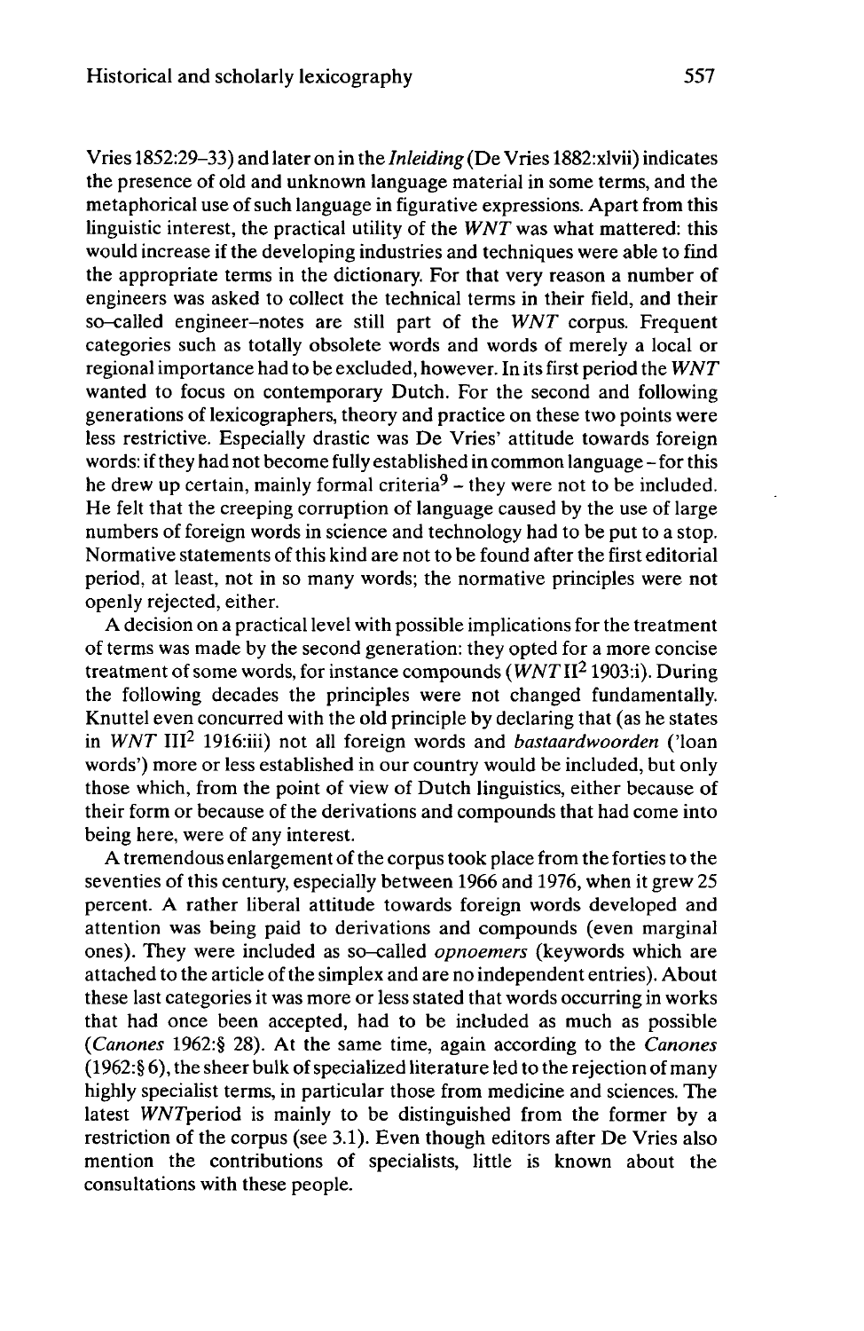Vries 1852:29–33) and later on in the *Inleiding* (De Vries 1882:xlvii) indicates the presence of old and unknown language material in some terms, and the metaphorical use of such language in figurative expressions. Apart from this linguistic interest, the practical utility of the *WNT* was what mattered: this would increase if the developing industries and techniques were able to find the appropriate terms in the dictionary. For that very reason a number of engineers was asked to collect the technical terms in their field, and their so-called engineer-notes are still part of the *WNT* corpus. Frequent categories such as totally obsolete words and words of merely a local or regional importance had to be excluded, however. In its first period the *WNT* wanted to focus on contemporary Dutch. For the second and following generations of lexicographers, theory and practice on these two points were less restrictive. Especially drastic was De Vries' attitude towards foreign words: if they had not become fully established in common language – for this he drew up certain, mainly formal criteria[9] – they were not to be included. He felt that the creeping corruption of language caused by the use of large numbers of foreign words in science and technology had to be put to a stop. Normative statements of this kind are not to be found after the first editorial period, at least, not in so many words; the normative principles were not openly rejected, either.

A decision on a practical level with possible implications for the treatment of terms was made by the second generation: they opted for a more concise treatment of some words, for instance compounds (*WNT* II$^2$ 1903:i). During the following decades the principles were not changed fundamentally. Knuttel even concurred with the old principle by declaring that (as he states in *WNT* III$^2$ 1916:iii) not all foreign words and *bastaardwoorden* ('loan words') more or less established in our country would be included, but only those which, from the point of view of Dutch linguistics, either because of their form or because of the derivations and compounds that had come into being here, were of any interest.

A tremendous enlargement of the corpus took place from the forties to the seventies of this century, especially between 1966 and 1976, when it grew 25 percent. A rather liberal attitude towards foreign words developed and attention was being paid to derivations and compounds (even marginal ones). They were included as so-called *opnoemers* (keywords which are attached to the article of the simplex and are no independent entries). About these last categories it was more or less stated that words occurring in works that had once been accepted, had to be included as much as possible (*Canones* 1962:§ 28). At the same time, again according to the *Canones* (1962:§ 6), the sheer bulk of specialized literature led to the rejection of many highly specialist terms, in particular those from medicine and sciences. The latest *WNT*period is mainly to be distinguished from the former by a restriction of the corpus (see 3.1). Even though editors after De Vries also mention the contributions of specialists, little is known about the consultations with these people.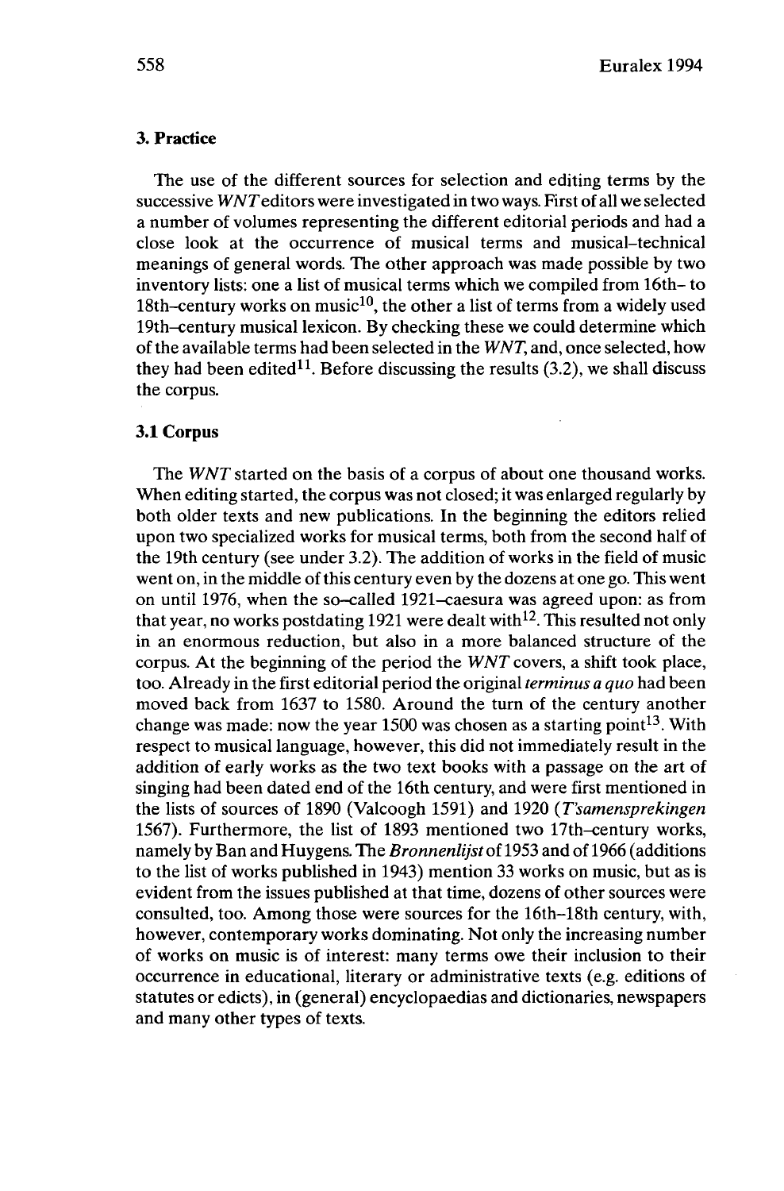## 3. Practice

The use of the different sources for selection and editing terms by the successive *WNT* editors were investigated in two ways. First of all we selected a number of volumes representing the different editorial periods and had a close look at the occurrence of musical terms and musical–technical meanings of general words. The other approach was made possible by two inventory lists: one a list of musical terms which we compiled from 16th– to 18th–century works on music[10], the other a list of terms from a widely used 19th–century musical lexicon. By checking these we could determine which of the available terms had been selected in the *WNT*, and, once selected, how they had been edited[11]. Before discussing the results (3.2), we shall discuss the corpus.

### 3.1 Corpus

The *WNT* started on the basis of a corpus of about one thousand works. When editing started, the corpus was not closed; it was enlarged regularly by both older texts and new publications. In the beginning the editors relied upon two specialized works for musical terms, both from the second half of the 19th century (see under 3.2). The addition of works in the field of music went on, in the middle of this century even by the dozens at one go. This went on until 1976, when the so–called 1921–caesura was agreed upon: as from that year, no works postdating 1921 were dealt with[12]. This resulted not only in an enormous reduction, but also in a more balanced structure of the corpus. At the beginning of the period the *WNT* covers, a shift took place, too. Already in the first editorial period the original *terminus a quo* had been moved back from 1637 to 1580. Around the turn of the century another change was made: now the year 1500 was chosen as a starting point[13]. With respect to musical language, however, this did not immediately result in the addition of early works as the two text books with a passage on the art of singing had been dated end of the 16th century, and were first mentioned in the lists of sources of 1890 (Valcoogh 1591) and 1920 (*T'samensprekingen* 1567). Furthermore, the list of 1893 mentioned two 17th–century works, namely by Ban and Huygens. The *Bronnenlijst* of 1953 and of 1966 (additions to the list of works published in 1943) mention 33 works on music, but as is evident from the issues published at that time, dozens of other sources were consulted, too. Among those were sources for the 16th–18th century, with, however, contemporary works dominating. Not only the increasing number of works on music is of interest: many terms owe their inclusion to their occurrence in educational, literary or administrative texts (e.g. editions of statutes or edicts), in (general) encyclopaedias and dictionaries, newspapers and many other types of texts.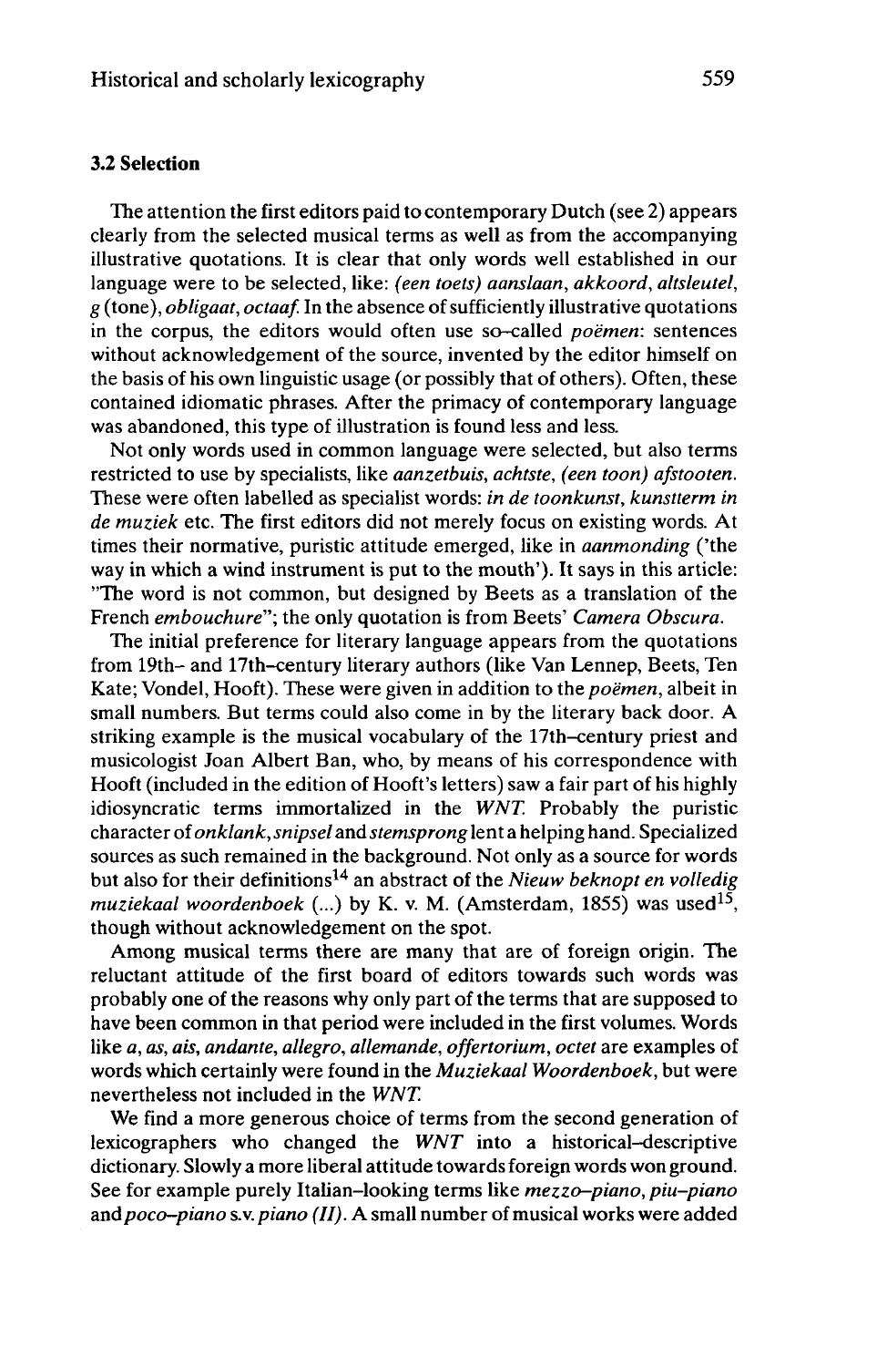### 3.2 Selection

The attention the first editors paid to contemporary Dutch (see 2) appears clearly from the selected musical terms as well as from the accompanying illustrative quotations. It is clear that only words well established in our language were to be selected, like: *(een toets) aanslaan*, *akkoord*, *altsleutel*, *g* (tone), *obligaat*, *octaaf*. In the absence of sufficiently illustrative quotations in the corpus, the editors would often use so-called *poëmen*: sentences without acknowledgement of the source, invented by the editor himself on the basis of his own linguistic usage (or possibly that of others). Often, these contained idiomatic phrases. After the primacy of contemporary language was abandoned, this type of illustration is found less and less.

Not only words used in common language were selected, but also terms restricted to use by specialists, like *aanzetbuis*, *achtste*, *(een toon) afstooten*. These were often labelled as specialist words: *in de toonkunst*, *kunstterm in de muziek* etc. The first editors did not merely focus on existing words. At times their normative, puristic attitude emerged, like in *aanmonding* ('the way in which a wind instrument is put to the mouth'). It says in this article: "The word is not common, but designed by Beets as a translation of the French *embouchure*"; the only quotation is from Beets' *Camera Obscura*.

The initial preference for literary language appears from the quotations from 19th- and 17th-century literary authors (like Van Lennep, Beets, Ten Kate; Vondel, Hooft). These were given in addition to the *poëmen*, albeit in small numbers. But terms could also come in by the literary back door. A striking example is the musical vocabulary of the 17th-century priest and musicologist Joan Albert Ban, who, by means of his correspondence with Hooft (included in the edition of Hooft's letters) saw a fair part of his highly idiosyncratic terms immortalized in the *WNT*. Probably the puristic character of *onklank*, *snipsel* and *stemsprong* lent a helping hand. Specialized sources as such remained in the background. Not only as a source for words but also for their definitions[14] an abstract of the *Nieuw beknopt en volledig muziekaal woordenboek* (...) by K. v. M. (Amsterdam, 1855) was used[15], though without acknowledgement on the spot.

Among musical terms there are many that are of foreign origin. The reluctant attitude of the first board of editors towards such words was probably one of the reasons why only part of the terms that are supposed to have been common in that period were included in the first volumes. Words like *a*, *as*, *ais*, *andante*, *allegro*, *allemande*, *offertorium*, *octet* are examples of words which certainly were found in the *Muziekaal Woordenboek*, but were nevertheless not included in the *WNT*.

We find a more generous choice of terms from the second generation of lexicographers who changed the *WNT* into a historical-descriptive dictionary. Slowly a more liberal attitude towards foreign words won ground. See for example purely Italian-looking terms like *mezzo-piano*, *piu-piano* and *poco-piano* s.v. *piano (II)*. A small number of musical works were added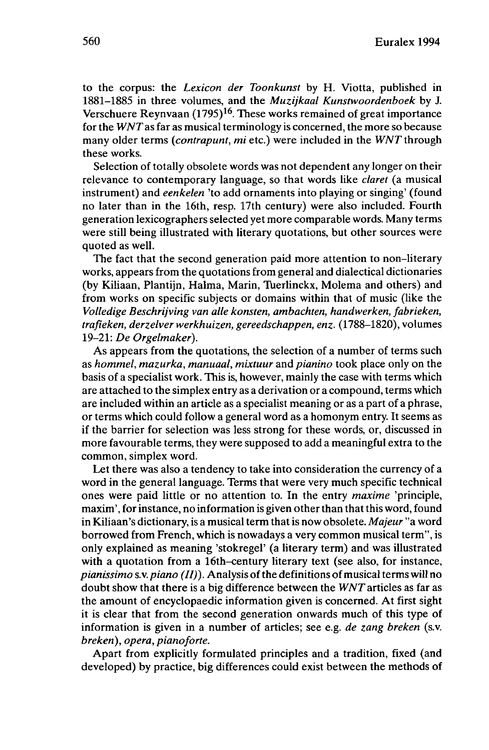to the corpus: the *Lexicon der Toonkunst* by H. Viotta, published in 1881–1885 in three volumes, and the *Muzijkaal Kunstwoordenboek* by J. Verschuere Reynvaan (1795)[16]. These works remained of great importance for the *WNT* as far as musical terminology is concerned, the more so because many older terms (*contrapunt*, *mi* etc.) were included in the *WNT* through these works.

Selection of totally obsolete words was not dependent any longer on their relevance to contemporary language, so that words like *claret* (a musical instrument) and *eenkelen* 'to add ornaments into playing or singing' (found no later than in the 16th, resp. 17th century) were also included. Fourth generation lexicographers selected yet more comparable words. Many terms were still being illustrated with literary quotations, but other sources were quoted as well.

The fact that the second generation paid more attention to non-literary works, appears from the quotations from general and dialectical dictionaries (by Kiliaan, Plantijn, Halma, Marin, Tuerlinckx, Molema and others) and from works on specific subjects or domains within that of music (like the *Volledige Beschrijving van alle konsten, ambachten, handwerken, fabrieken, trafieken, derzelver werkhuizen, gereedschappen, enz.* (1788–1820), volumes 19–21: *De Orgelmaker*).

As appears from the quotations, the selection of a number of terms such as *hommel*, *mazurka*, *manuaal*, *mixtuur* and *pianino* took place only on the basis of a specialist work. This is, however, mainly the case with terms which are attached to the simplex entry as a derivation or a compound, terms which are included within an article as a specialist meaning or as a part of a phrase, or terms which could follow a general word as a homonym entry. It seems as if the barrier for selection was less strong for these words, or, discussed in more favourable terms, they were supposed to add a meaningful extra to the common, simplex word.

Let there was also a tendency to take into consideration the currency of a word in the general language. Terms that were very much specific technical ones were paid little or no attention to. In the entry *maxime* 'principle, maxim', for instance, no information is given other than that this word, found in Kiliaan's dictionary, is a musical term that is now obsolete. *Majeur* "a word borrowed from French, which is nowadays a very common musical term", is only explained as meaning 'stokregel' (a literary term) and was illustrated with a quotation from a 16th–century literary text (see also, for instance, *pianissimo* s.v. *piano (II)*). Analysis of the definitions of musical terms will no doubt show that there is a big difference between the *WNT* articles as far as the amount of encyclopaedic information given is concerned. At first sight it is clear that from the second generation onwards much of this type of information is given in a number of articles; see e.g. *de zang breken* (s.v. *breken*), *opera*, *pianoforte*.

Apart from explicitly formulated principles and a tradition, fixed (and developed) by practice, big differences could exist between the methods of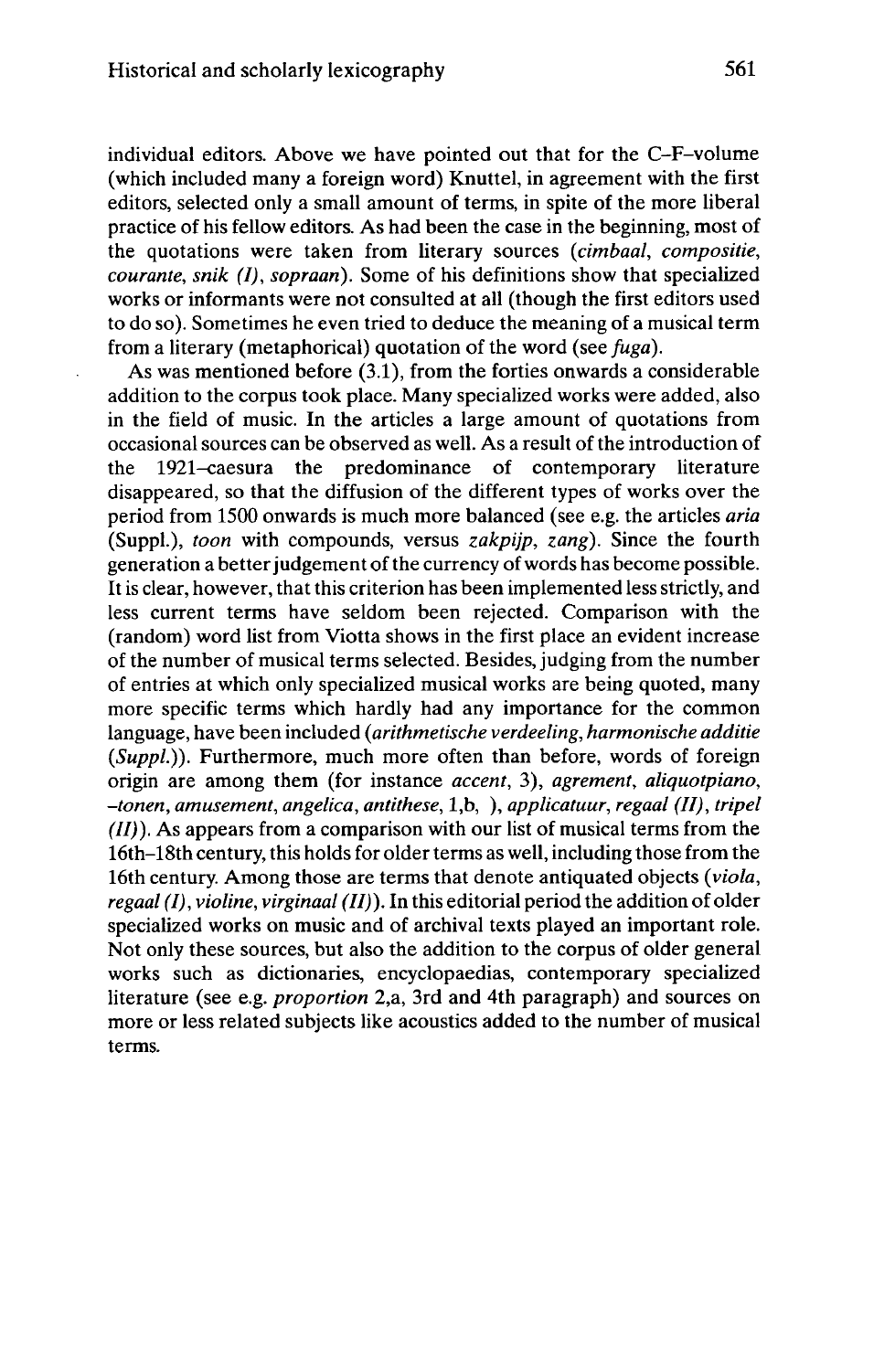individual editors. Above we have pointed out that for the C–F–volume (which included many a foreign word) Knuttel, in agreement with the first editors, selected only a small amount of terms, in spite of the more liberal practice of his fellow editors. As had been the case in the beginning, most of the quotations were taken from literary sources (*cimbaal*, *compositie*, *courante*, *snik (I)*, *sopraan*). Some of his definitions show that specialized works or informants were not consulted at all (though the first editors used to do so). Sometimes he even tried to deduce the meaning of a musical term from a literary (metaphorical) quotation of the word (see *fuga*).

As was mentioned before (3.1), from the forties onwards a considerable addition to the corpus took place. Many specialized works were added, also in the field of music. In the articles a large amount of quotations from occasional sources can be observed as well. As a result of the introduction of the 1921–caesura the predominance of contemporary literature disappeared, so that the diffusion of the different types of works over the period from 1500 onwards is much more balanced (see e.g. the articles *aria* (Suppl.), *toon* with compounds, versus *zakpijp*, *zang*). Since the fourth generation a better judgement of the currency of words has become possible. It is clear, however, that this criterion has been implemented less strictly, and less current terms have seldom been rejected. Comparison with the (random) word list from Viotta shows in the first place an evident increase of the number of musical terms selected. Besides, judging from the number of entries at which only specialized musical works are being quoted, many more specific terms which hardly had any importance for the common language, have been included (*arithmetische verdeeling*, *harmonische additie* (*Suppl.*)). Furthermore, much more often than before, words of foreign origin are among them (for instance *accent*, 3), *agrement*, *aliquotpiano*, *–tonen*, *amusement*, *angelica*, *antithese*, 1,b, ), *applicatuur*, *regaal (II)*, *tripel (II)*). As appears from a comparison with our list of musical terms from the 16th–18th century, this holds for older terms as well, including those from the 16th century. Among those are terms that denote antiquated objects (*viola*, *regaal (I)*, *violine*, *virginaal (II)*). In this editorial period the addition of older specialized works on music and of archival texts played an important role. Not only these sources, but also the addition to the corpus of older general works such as dictionaries, encyclopaedias, contemporary specialized literature (see e.g. *proportion* 2,a, 3rd and 4th paragraph) and sources on more or less related subjects like acoustics added to the number of musical terms.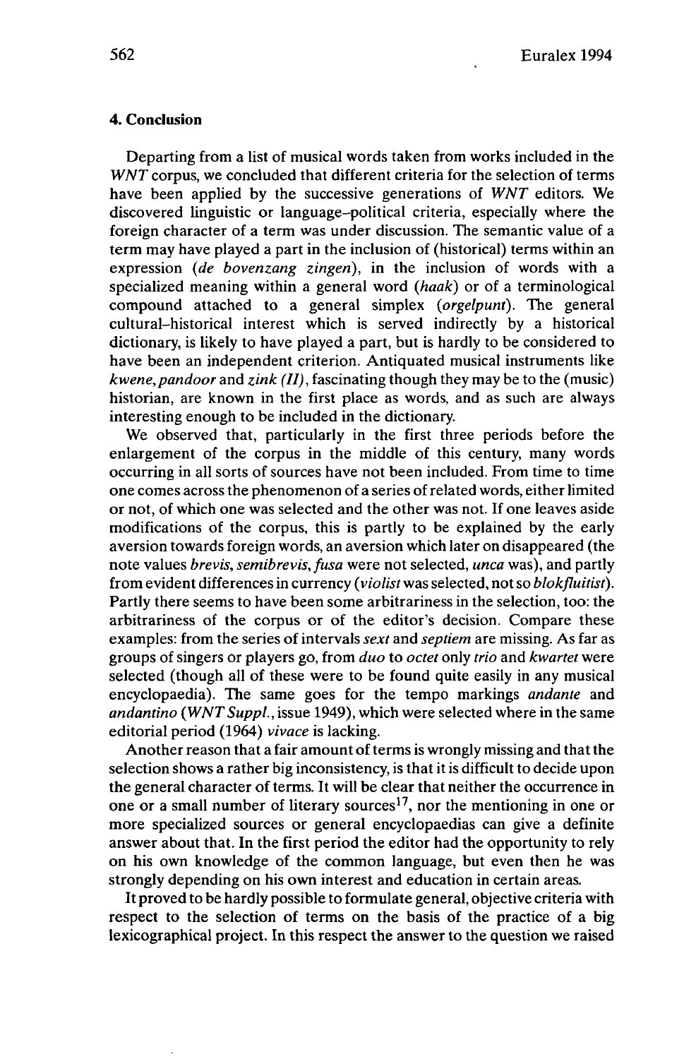## 4. Conclusion

Departing from a list of musical words taken from works included in the *WNT* corpus, we concluded that different criteria for the selection of terms have been applied by the successive generations of *WNT* editors. We discovered linguistic or language–political criteria, especially where the foreign character of a term was under discussion. The semantic value of a term may have played a part in the inclusion of (historical) terms within an expression (*de bovenzang zingen*), in the inclusion of words with a specialized meaning within a general word (*haak*) or of a terminological compound attached to a general simplex (*orgelpunt*). The general cultural–historical interest which is served indirectly by a historical dictionary, is likely to have played a part, but is hardly to be considered to have been an independent criterion. Antiquated musical instruments like *kwene, pandoor* and *zink (II)*, fascinating though they may be to the (music) historian, are known in the first place as words, and as such are always interesting enough to be included in the dictionary.

We observed that, particularly in the first three periods before the enlargement of the corpus in the middle of this century, many words occurring in all sorts of sources have not been included. From time to time one comes across the phenomenon of a series of related words, either limited or not, of which one was selected and the other was not. If one leaves aside modifications of the corpus, this is partly to be explained by the early aversion towards foreign words, an aversion which later on disappeared (the note values *brevis, semibrevis, fusa* were not selected, *unca* was), and partly from evident differences in currency (*violist* was selected, not so *blokfluitist*). Partly there seems to have been some arbitrariness in the selection, too: the arbitrariness of the corpus or of the editor's decision. Compare these examples: from the series of intervals *sext* and *septiem* are missing. As far as groups of singers or players go, from *duo* to *octet* only *trio* and *kwartet* were selected (though all of these were to be found quite easily in any musical encyclopaedia). The same goes for the tempo markings *andante* and *andantino* (*WNT Suppl.*, issue 1949), which were selected where in the same editorial period (1964) *vivace* is lacking.

Another reason that a fair amount of terms is wrongly missing and that the selection shows a rather big inconsistency, is that it is difficult to decide upon the general character of terms. It will be clear that neither the occurrence in one or a small number of literary sources[17], nor the mentioning in one or more specialized sources or general encyclopaedias can give a definite answer about that. In the first period the editor had the opportunity to rely on his own knowledge of the common language, but even then he was strongly depending on his own interest and education in certain areas.

It proved to be hardly possible to formulate general, objective criteria with respect to the selection of terms on the basis of the practice of a big lexicographical project. In this respect the answer to the question we raised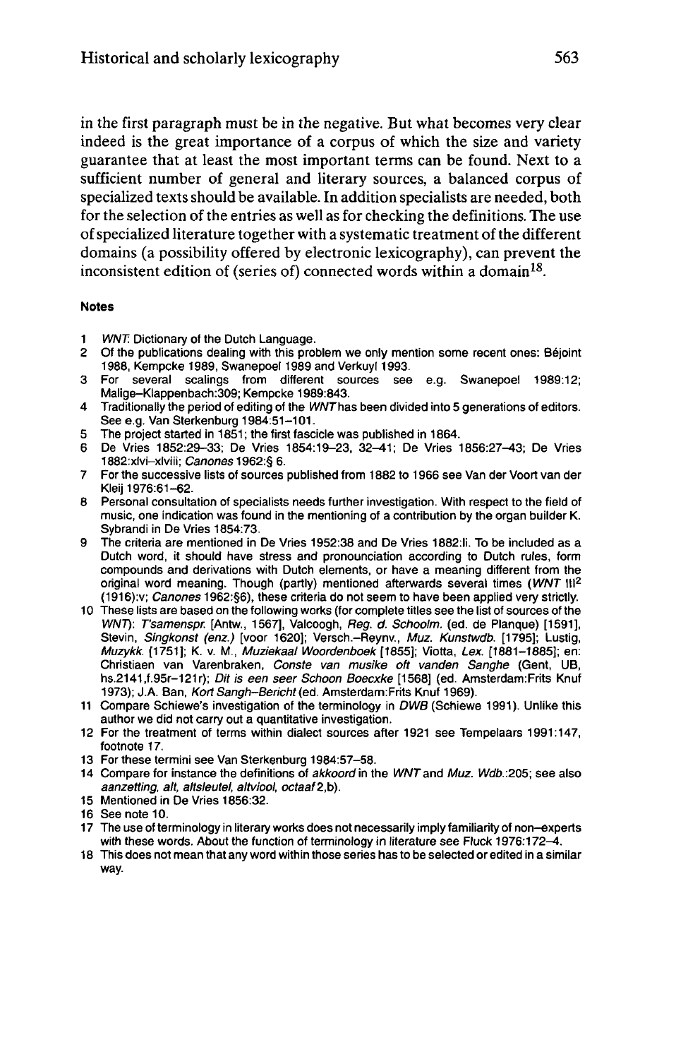in the first paragraph must be in the negative. But what becomes very clear indeed is the great importance of a corpus of which the size and variety guarantee that at least the most important terms can be found. Next to a sufficient number of general and literary sources, a balanced corpus of specialized texts should be available. In addition specialists are needed, both for the selection of the entries as well as for checking the definitions. The use of specialized literature together with a systematic treatment of the different domains (a possibility offered by electronic lexicography), can prevent the inconsistent edition of (series of) connected words within a domain[18].

#### Notes

1. *WNT*: Dictionary of the Dutch Language.
2. Of the publications dealing with this problem we only mention some recent ones: Béjoint 1988, Kempcke 1989, Swanepoel 1989 and Verkuyl 1993.
3. For several scalings from different sources see e.g. Swanepoel 1989:12; Malige–Klappenbach:309; Kempcke 1989:843.
4. Traditionally the period of editing of the *WNT* has been divided into 5 generations of editors. See e.g. Van Sterkenburg 1984:51–101.
5. The project started in 1851; the first fascicle was published in 1864.
6. De Vries 1852:29–33; De Vries 1854:19–23, 32–41; De Vries 1856:27–43; De Vries 1882:xlvi–xlviii; *Canones* 1962:§ 6.
7. For the successive lists of sources published from 1882 to 1966 see Van der Voort van der Kleij 1976:61–62.
8. Personal consultation of specialists needs further investigation. With respect to the field of music, one indication was found in the mentioning of a contribution by the organ builder K. Sybrandi in De Vries 1854:73.
9. The criteria are mentioned in De Vries 1952:38 and De Vries 1882:li. To be included as a Dutch word, it should have stress and pronounciation according to Dutch rules, form compounds and derivations with Dutch elements, or have a meaning different from the original word meaning. Though (partly) mentioned afterwards several times (*WNT* III[2] (1916):v; *Canones* 1962:§6), these criteria do not seem to have been applied very strictly.
10. These lists are based on the following works (for complete titles see the list of sources of the *WNT*): *T'samenspr.* [Antw., 1567], Valcoogh, *Reg. d. Schoolm.* (ed. de Planque) [1591], Stevin, *Singkonst (enz.)* [voor 1620]; Versch.–Reynv., *Muz. Kunstwdb.* [1795]; Lustig, *Muzykk.* [1751]; K. v. M., *Muziekaal Woordenboek* [1855]; Viotta, *Lex.* [1881–1885]; en: Christiaen van Varenbraken, *Conste van musike oft vanden Sanghe* (Gent, UB, hs.2141,f.95r–121r); *Dit is een seer Schoon Boecxke* [1568] (ed. Amsterdam:Frits Knuf 1973); J.A. Ban, *Kort Sangh–Bericht* (ed. Amsterdam:Frits Knuf 1969).
11. Compare Schiewe's investigation of the terminology in *DWB* (Schiewe 1991). Unlike this author we did not carry out a quantitative investigation.
12. For the treatment of terms within dialect sources after 1921 see Tempelaars 1991:147, footnote 17.
13. For these termini see Van Sterkenburg 1984:57–58.
14. Compare for instance the definitions of *akkoord* in the *WNT* and *Muz. Wdb.*:205; see also *aanzetting, alt, altsleutel, altviool, octaaf* 2,b).
15. Mentioned in De Vries 1856:32.
16. See note 10.
17. The use of terminology in literary works does not necessarily imply familiarity of non–experts with these words. About the function of terminology in literature see Fluck 1976:172–4.
18. This does not mean that any word within those series has to be selected or edited in a similar way.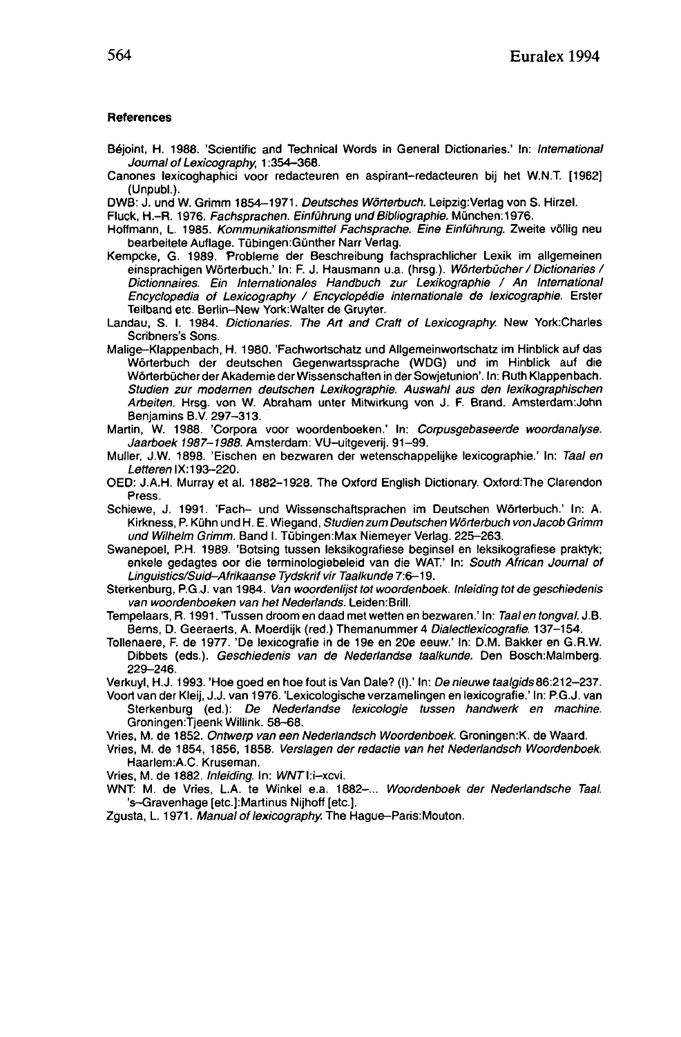#### References

Béjoint, H. 1988. 'Scientific and Technical Words in General Dictionaries.' In: *International Journal of Lexicography,* 1:354–368.

Canones lexicoghaphici voor redacteuren en aspirant-redacteuren bij het W.N.T. [1962] (Unpubl.).

DWB: J. und W. Grimm 1854–1971. *Deutsches Wörterbuch.* Leipzig:Verlag von S. Hirzel.

Fluck, H.-R. 1976. *Fachsprachen. Einführung und Bibliographie.* München:1976.

Hoffmann, L. 1985. *Kommunikationsmittel Fachsprache. Eine Einführung.* Zweite völlig neu bearbeitete Auflage. Tübingen:Günther Narr Verlag.

Kempcke, G. 1989. 'Probleme der Beschreibung fachsprachlicher Lexik im allgemeinen einsprachigen Wörterbuch.' In: F. J. Hausmann u.a. (hrsg.). *Wörterbücher / Dictionaries / Dictionnaires. Ein Internationales Handbuch zur Lexikographie / An International Encyclopedia of Lexicography / Encyclopédie internationale de lexicographie.* Erster Teilband etc. Berlin–New York:Walter de Gruyter.

Landau, S. I. 1984. *Dictionaries. The Art and Craft of Lexicography.* New York:Charles Scribners's Sons.

Malige-Klappenbach, H. 1980. 'Fachwortschatz und Allgemeinwortschatz im Hinblick auf das Wörterbuch der deutschen Gegenwartssprache (WDG) und im Hinblick auf die Wörterbücher der Akademie der Wissenschaften in der Sowjetunion'. In: Ruth Klappenbach. *Studien zur modernen deutschen Lexikographie. Auswahl aus den lexikographischen Arbeiten.* Hrsg. von W. Abraham unter Mitwirkung von J. F. Brand. Amsterdam:John Benjamins B.V. 297–313.

Martin, W. 1988. 'Corpora voor woordenboeken.' In: *Corpusgebaseerde woordanalyse. Jaarboek 1987–1988.* Amsterdam: VU-uitgeverij. 91–99.

Muller, J.W. 1898. 'Eischen en bezwaren der wetenschappelijke lexicographie.' In: *Taal en Letteren* IX:193–220.

OED: J.A.H. Murray et al. 1882–1928. The Oxford English Dictionary. Oxford:The Clarendon Press.

Schiewe, J. 1991. 'Fach- und Wissenschaftsprachen im Deutschen Wörterbuch.' In: A. Kirkness, P. Kühn und H. E. Wiegand, *Studien zum Deutschen Wörterbuch von Jacob Grimm und Wilhelm Grimm.* Band I. Tübingen:Max Niemeyer Verlag. 225–263.

Swanepoel, P.H. 1989. 'Botsing tussen leksikografiese beginsel en leksikografiese praktyk; enkele gedagtes oor die terminologiebeleid van die WAT.' In: *South African Journal of Linguistics/Suid-Afrikaanse Tydskrif vir Taalkunde* 7:6–19.

Sterkenburg, P.G.J. van 1984. *Van woordenlijst tot woordenboek. Inleiding tot de geschiedenis van woordenboeken van het Nederlands.* Leiden:Brill.

Tempelaars, R. 1991. 'Tussen droom en daad met wetten en bezwaren.' In: *Taal en tongval.* J.B. Berns, D. Geeraerts, A. Moerdijk (red.) Themanummer 4 *Dialectlexicografie.* 137–154.

Tollenaere, F. de 1977. 'De lexicografie in de 19e en 20e eeuw.' In: D.M. Bakker en G.R.W. Dibbets (eds.). *Geschiedenis van de Nederlandse taalkunde.* Den Bosch:Malmberg. 229–246.

Verkuyl, H.J. 1993. 'Hoe goed en hoe fout is Van Dale? (I).' In: *De nieuwe taalgids* 86:212–237.

Voort van der Kleij, J.J. van 1976. 'Lexicologische verzamelingen en lexicografie.' In: P.G.J. van Sterkenburg (ed.): *De Nederlandse lexicologie tussen handwerk en machine.* Groningen:Tjeenk Willink. 58–68.

Vries, M. de 1852. *Ontwerp van een Nederlandsch Woordenboek.* Groningen:K. de Waard.

Vries, M. de 1854, 1856, 1858. *Verslagen der redactie van het Nederlandsch Woordenboek.* Haarlem:A.C. Kruseman.

Vries, M. de 1882. *Inleiding.* In: *WNT* I:i–xcvi.

WNT: M. de Vries, L.A. te Winkel e.a. 1882–... *Woordenboek der Nederlandsche Taal.* 's-Gravenhage [etc.]:Martinus Nijhoff [etc.].

Zgusta, L. 1971. *Manual of lexicography.* The Hague–Paris:Mouton.